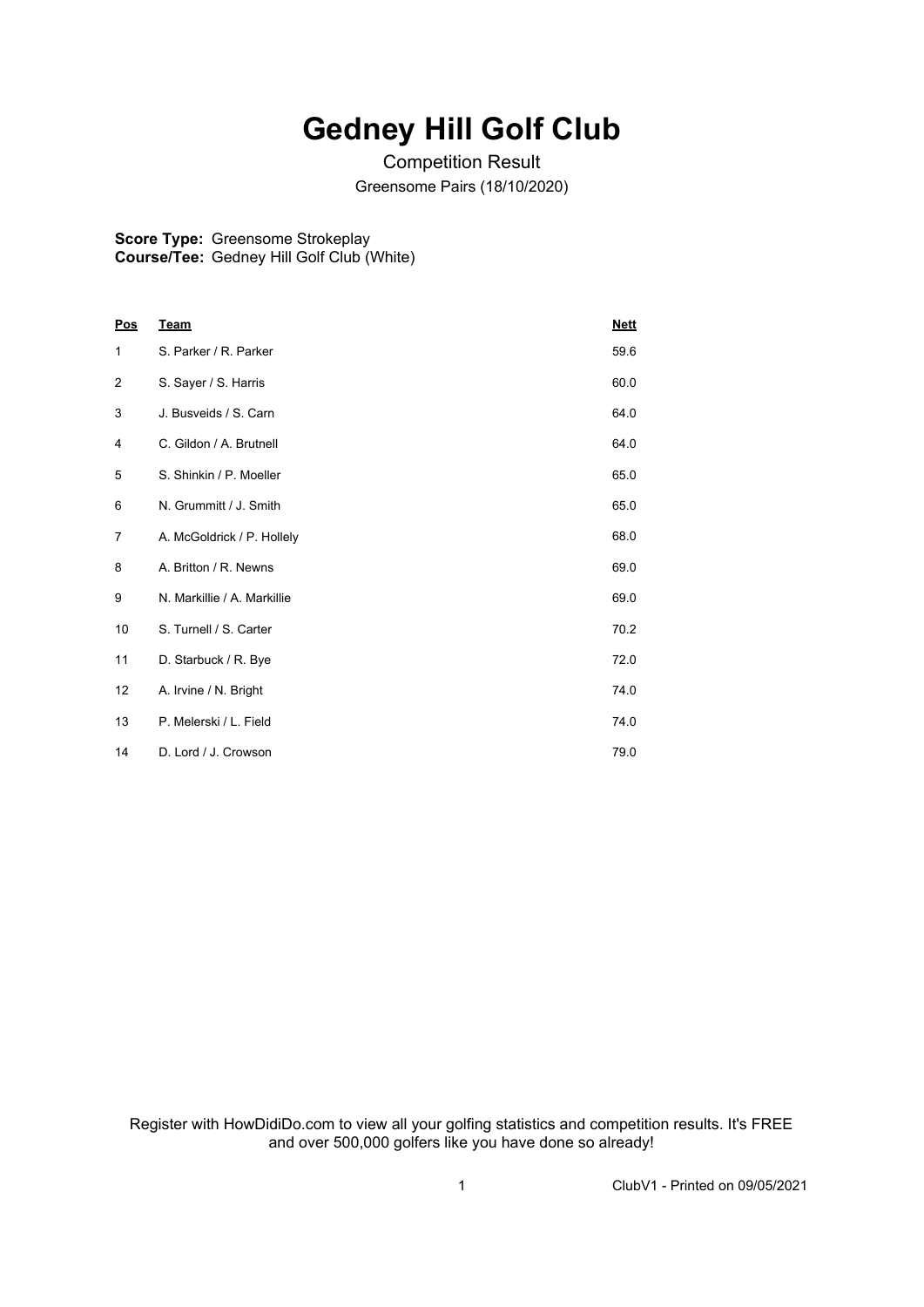# Gedney Hill Golf Club

Competition Result

Greensome Pairs (18/10/2020)

**Score Type:** Greensome Strokeplay
**Course/Tee:** Gedney Hill Golf Club (White)

| Pos | Team | Nett |
|---|---|---|
| 1 | S. Parker / R. Parker | 59.6 |
| 2 | S. Sayer / S. Harris | 60.0 |
| 3 | J. Busveids / S. Carn | 64.0 |
| 4 | C. Gildon / A. Brutnell | 64.0 |
| 5 | S. Shinkin / P. Moeller | 65.0 |
| 6 | N. Grummitt / J. Smith | 65.0 |
| 7 | A. McGoldrick / P. Hollely | 68.0 |
| 8 | A. Britton / R. Newns | 69.0 |
| 9 | N. Markillie / A. Markillie | 69.0 |
| 10 | S. Turnell / S. Carter | 70.2 |
| 11 | D. Starbuck / R. Bye | 72.0 |
| 12 | A. Irvine / N. Bright | 74.0 |
| 13 | P. Melerski / L. Field | 74.0 |
| 14 | D. Lord / J. Crowson | 79.0 |

Register with HowDidiDo.com to view all your golfing statistics and competition results. It's FREE and over 500,000 golfers like you have done so already!

ClubV1 - Printed on 09/05/2021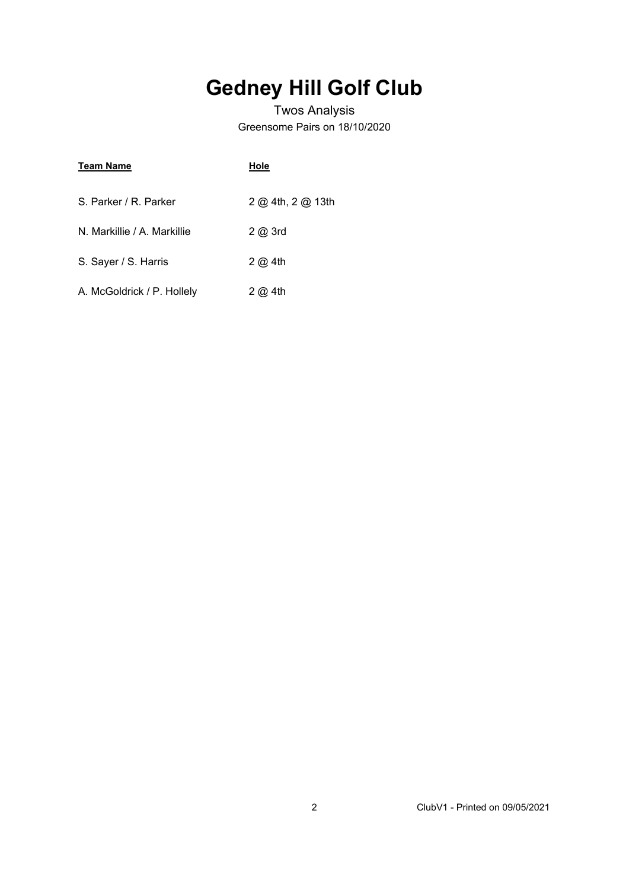# Gedney Hill Golf Club

Twos Analysis

Greensome Pairs on 18/10/2020

| Team Name | Hole |
|---|---|
| S. Parker / R. Parker | 2 @ 4th, 2 @ 13th |
| N. Markillie / A. Markillie | 2 @ 3rd |
| S. Sayer / S. Harris | 2 @ 4th |
| A. McGoldrick / P. Hollely | 2 @ 4th |

ClubV1 - Printed on 09/05/2021